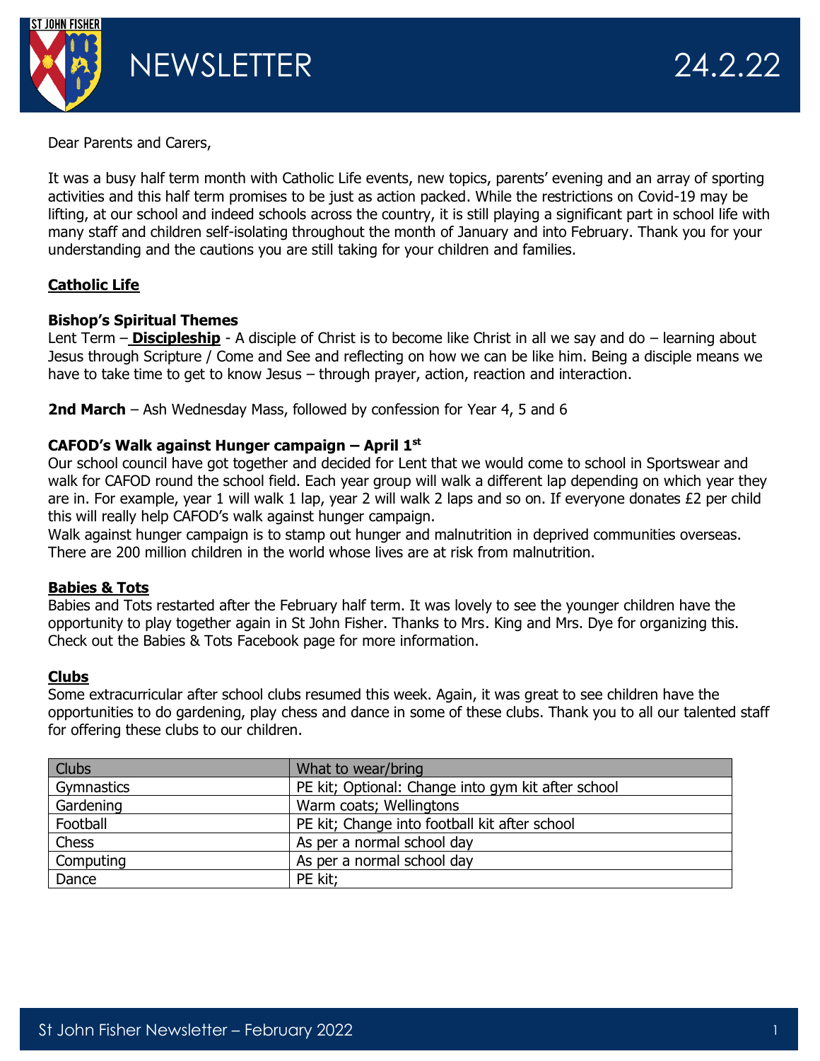# NEWSLETTER 24.2.22

Dear Parents and Carers,

It was a busy half term month with Catholic Life events, new topics, parents' evening and an array of sporting activities and this half term promises to be just as action packed. While the restrictions on Covid-19 may be lifting, at our school and indeed schools across the country, it is still playing a significant part in school life with many staff and children self-isolating throughout the month of January and into February. Thank you for your understanding and the cautions you are still taking for your children and families.

## Catholic Life

### Bishop's Spiritual Themes

Lent Term – **Discipleship** - A disciple of Christ is to become like Christ in all we say and do – learning about Jesus through Scripture / Come and See and reflecting on how we can be like him. Being a disciple means we have to take time to get to know Jesus – through prayer, action, reaction and interaction.

**2nd March** – Ash Wednesday Mass, followed by confession for Year 4, 5 and 6

### CAFOD's Walk against Hunger campaign – April 1st

Our school council have got together and decided for Lent that we would come to school in Sportswear and walk for CAFOD round the school field. Each year group will walk a different lap depending on which year they are in. For example, year 1 will walk 1 lap, year 2 will walk 2 laps and so on. If everyone donates £2 per child this will really help CAFOD's walk against hunger campaign.

Walk against hunger campaign is to stamp out hunger and malnutrition in deprived communities overseas. There are 200 million children in the world whose lives are at risk from malnutrition.

## Babies & Tots

Babies and Tots restarted after the February half term. It was lovely to see the younger children have the opportunity to play together again in St John Fisher. Thanks to Mrs. King and Mrs. Dye for organizing this. Check out the Babies & Tots Facebook page for more information.

## Clubs

Some extracurricular after school clubs resumed this week. Again, it was great to see children have the opportunities to do gardening, play chess and dance in some of these clubs. Thank you to all our talented staff for offering these clubs to our children.

| Clubs | What to wear/bring |
|---|---|
| Gymnastics | PE kit; Optional: Change into gym kit after school |
| Gardening | Warm coats; Wellingtons |
| Football | PE kit; Change into football kit after school |
| Chess | As per a normal school day |
| Computing | As per a normal school day |
| Dance | PE kit; |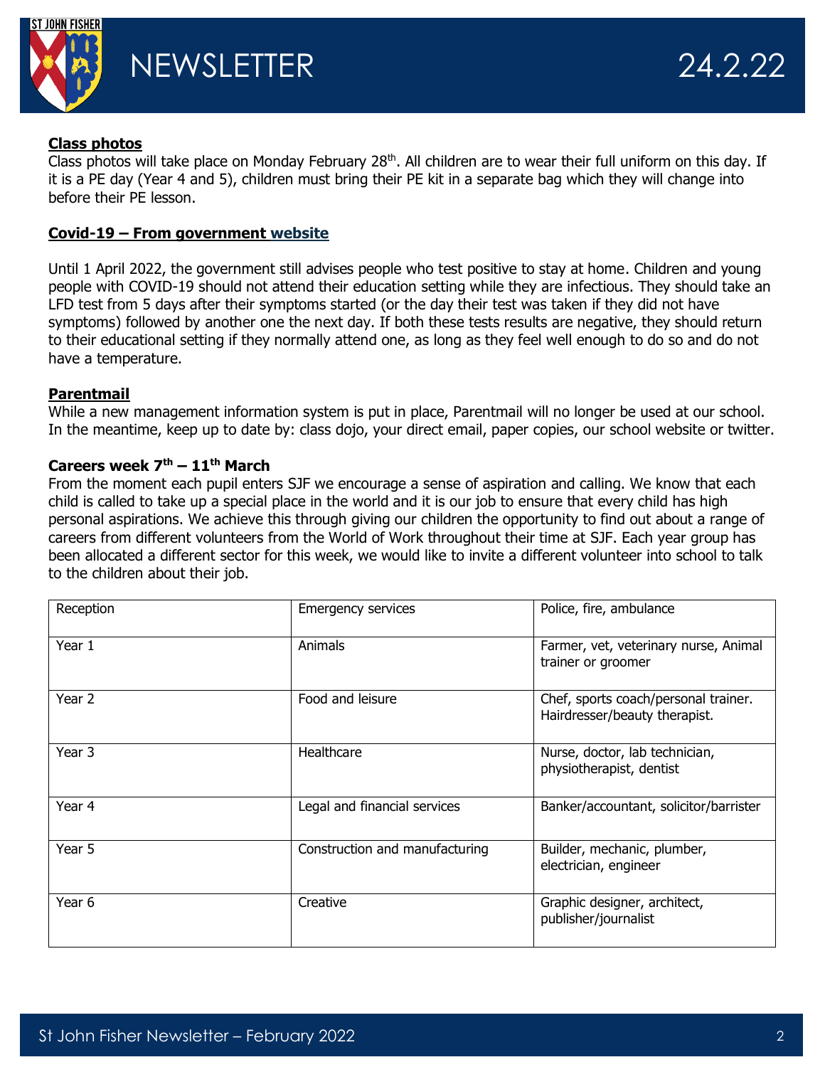**Class photos**

Class photos will take place on Monday February 28th. All children are to wear their full uniform on this day. If it is a PE day (Year 4 and 5), children must bring their PE kit in a separate bag which they will change into before their PE lesson.

**Covid-19 – From government website**

Until 1 April 2022, the government still advises people who test positive to stay at home. Children and young people with COVID-19 should not attend their education setting while they are infectious. They should take an LFD test from 5 days after their symptoms started (or the day their test was taken if they did not have symptoms) followed by another one the next day. If both these tests results are negative, they should return to their educational setting if they normally attend one, as long as they feel well enough to do so and do not have a temperature.

**Parentmail**

While a new management information system is put in place, Parentmail will no longer be used at our school. In the meantime, keep up to date by: class dojo, your direct email, paper copies, our school website or twitter.

**Careers week 7th – 11th March**

From the moment each pupil enters SJF we encourage a sense of aspiration and calling. We know that each child is called to take up a special place in the world and it is our job to ensure that every child has high personal aspirations. We achieve this through giving our children the opportunity to find out about a range of careers from different volunteers from the World of Work throughout their time at SJF. Each year group has been allocated a different sector for this week, we would like to invite a different volunteer into school to talk to the children about their job.

| Reception | Emergency services | Police, fire, ambulance |
|---|---|---|
| Year 1 | Animals | Farmer, vet, veterinary nurse, Animal trainer or groomer |
| Year 2 | Food and leisure | Chef, sports coach/personal trainer. Hairdresser/beauty therapist. |
| Year 3 | Healthcare | Nurse, doctor, lab technician, physiotherapist, dentist |
| Year 4 | Legal and financial services | Banker/accountant, solicitor/barrister |
| Year 5 | Construction and manufacturing | Builder, mechanic, plumber, electrician, engineer |
| Year 6 | Creative | Graphic designer, architect, publisher/journalist |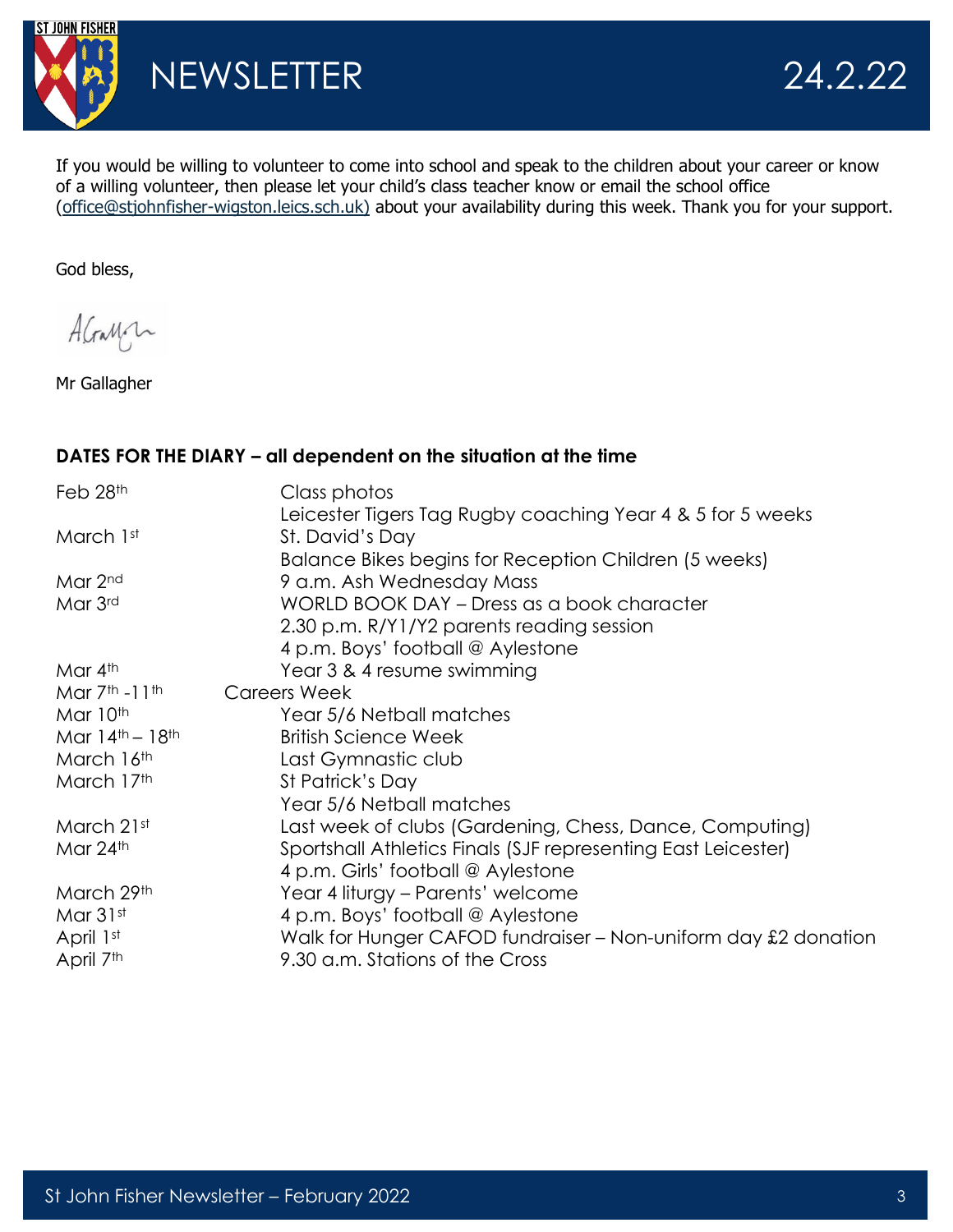If you would be willing to volunteer to come into school and speak to the children about your career or know of a willing volunteer, then please let your child's class teacher know or email the school office (office@stjohnfisher-wigston.leics.sch.uk) about your availability during this week. Thank you for your support.

God bless,

Mr Gallagher

**DATES FOR THE DIARY – all dependent on the situation at the time**

| | |
|---|---|
| Feb 28th | Class photos |
| | Leicester Tigers Tag Rugby coaching Year 4 & 5 for 5 weeks |
| March 1st | St. David's Day |
| | Balance Bikes begins for Reception Children (5 weeks) |
| Mar 2nd | 9 a.m. Ash Wednesday Mass |
| Mar 3rd | WORLD BOOK DAY – Dress as a book character |
| | 2.30 p.m. R/Y1/Y2 parents reading session |
| | 4 p.m. Boys' football @ Aylestone |
| Mar 4th | Year 3 & 4 resume swimming |
| Mar 7th -11th | Careers Week |
| Mar 10th | Year 5/6 Netball matches |
| Mar 14th – 18th | British Science Week |
| March 16th | Last Gymnastic club |
| March 17th | St Patrick's Day |
| | Year 5/6 Netball matches |
| March 21st | Last week of clubs (Gardening, Chess, Dance, Computing) |
| Mar 24th | Sportshall Athletics Finals (SJF representing East Leicester) |
| | 4 p.m. Girls' football @ Aylestone |
| March 29th | Year 4 liturgy – Parents' welcome |
| Mar 31st | 4 p.m. Boys' football @ Aylestone |
| April 1st | Walk for Hunger CAFOD fundraiser – Non-uniform day £2 donation |
| April 7th | 9.30 a.m. Stations of the Cross |